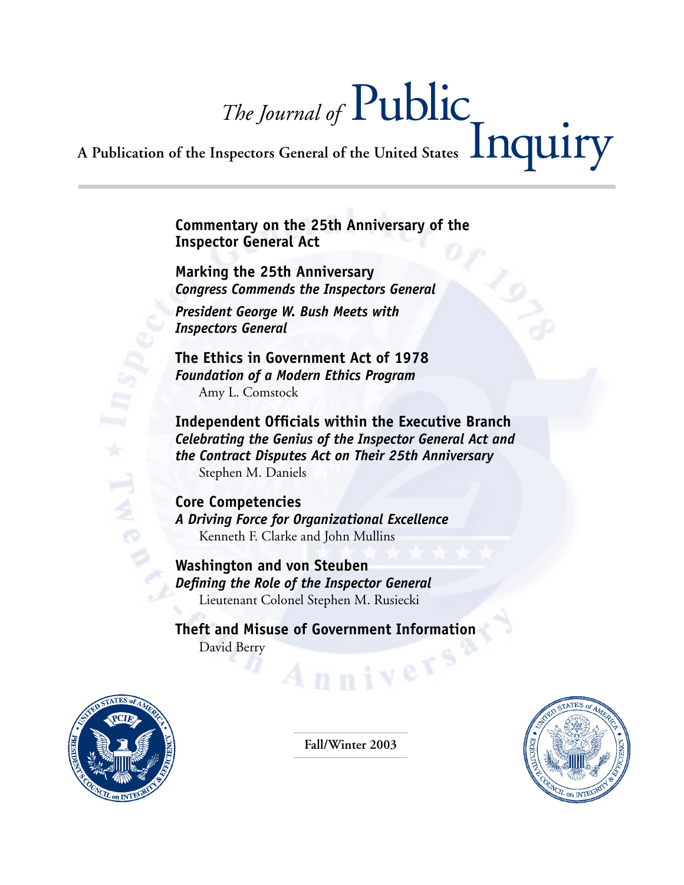# *The Journal of* Public Inquiry

**A Publication of the Inspectors General of the United States**

**Commentary on the 25th Anniversary of the Inspector General Act**

**Marking the 25th Anniversary**
***Congress Commends the Inspectors General***

***President George W. Bush Meets with Inspectors General***

**The Ethics in Government Act of 1978**
***Foundation of a Modern Ethics Program***
Amy L. Comstock

**Independent Officials within the Executive Branch**
***Celebrating the Genius of the Inspector General Act and the Contract Disputes Act on Their 25th Anniversary***
Stephen M. Daniels

**Core Competencies**
***A Driving Force for Organizational Excellence***
Kenneth F. Clarke and John Mullins

**Washington and von Steuben**
***Defining the Role of the Inspector General***
Lieutenant Colonel Stephen M. Rusiecki

**Theft and Misuse of Government Information**
David Berry

**Fall/Winter 2003**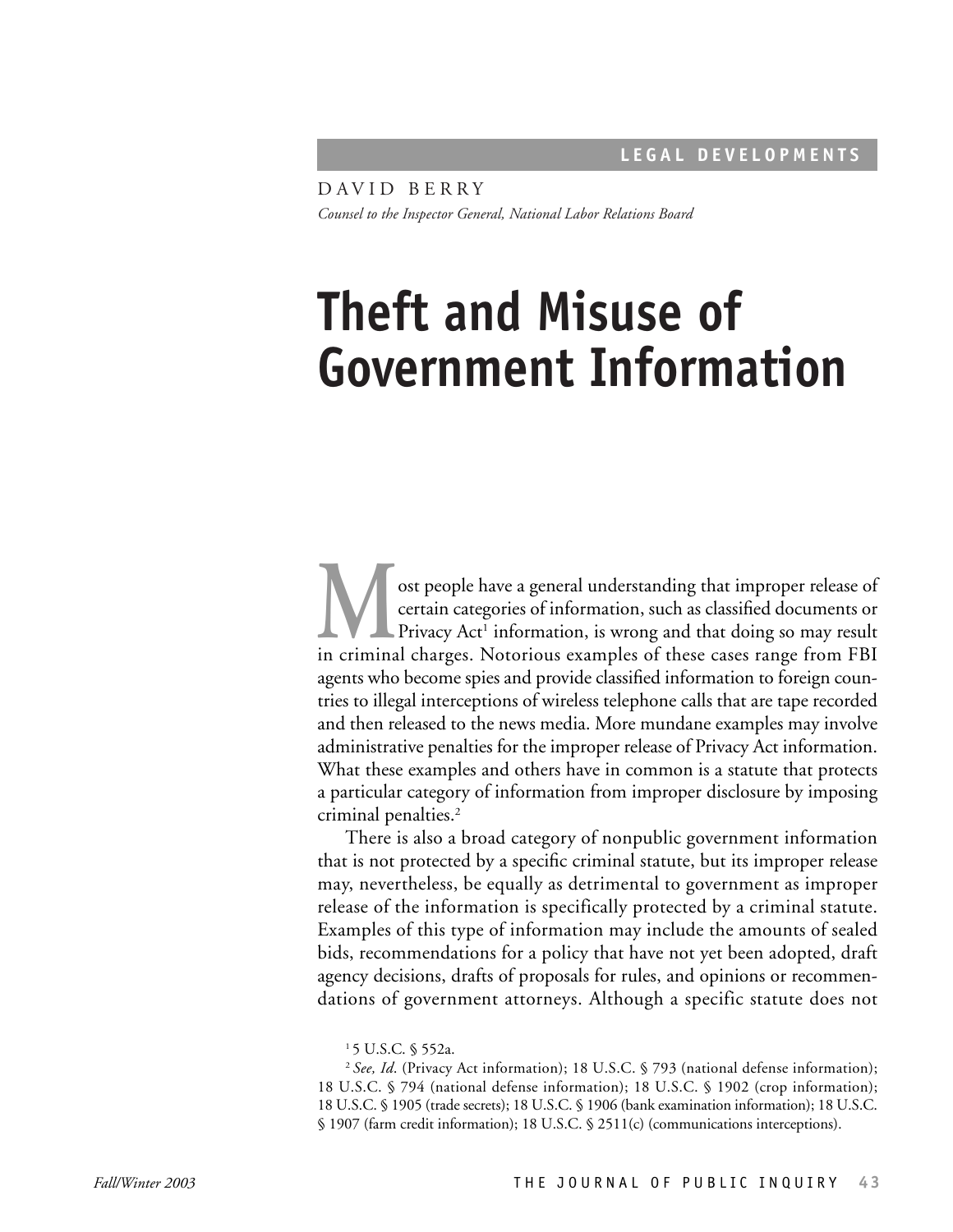LEGAL DEVELOPMENTS

DAVID BERRY

*Counsel to the Inspector General, National Labor Relations Board*

# Theft and Misuse of Government Information

Most people have a general understanding that improper release of certain categories of information, such as classified documents or Privacy Act[1] information, is wrong and that doing so may result in criminal charges. Notorious examples of these cases range from FBI agents who become spies and provide classified information to foreign countries to illegal interceptions of wireless telephone calls that are tape recorded and then released to the news media. More mundane examples may involve administrative penalties for the improper release of Privacy Act information. What these examples and others have in common is a statute that protects a particular category of information from improper disclosure by imposing criminal penalties.[2]

There is also a broad category of nonpublic government information that is not protected by a specific criminal statute, but its improper release may, nevertheless, be equally as detrimental to government as improper release of the information is specifically protected by a criminal statute. Examples of this type of information may include the amounts of sealed bids, recommendations for a policy that have not yet been adopted, draft agency decisions, drafts of proposals for rules, and opinions or recommendations of government attorneys. Although a specific statute does not

[1] 5 U.S.C. § 552a.

[2] *See, Id.* (Privacy Act information); 18 U.S.C. § 793 (national defense information); 18 U.S.C. § 794 (national defense information); 18 U.S.C. § 1902 (crop information); 18 U.S.C. § 1905 (trade secrets); 18 U.S.C. § 1906 (bank examination information); 18 U.S.C. § 1907 (farm credit information); 18 U.S.C. § 2511(c) (communications interceptions).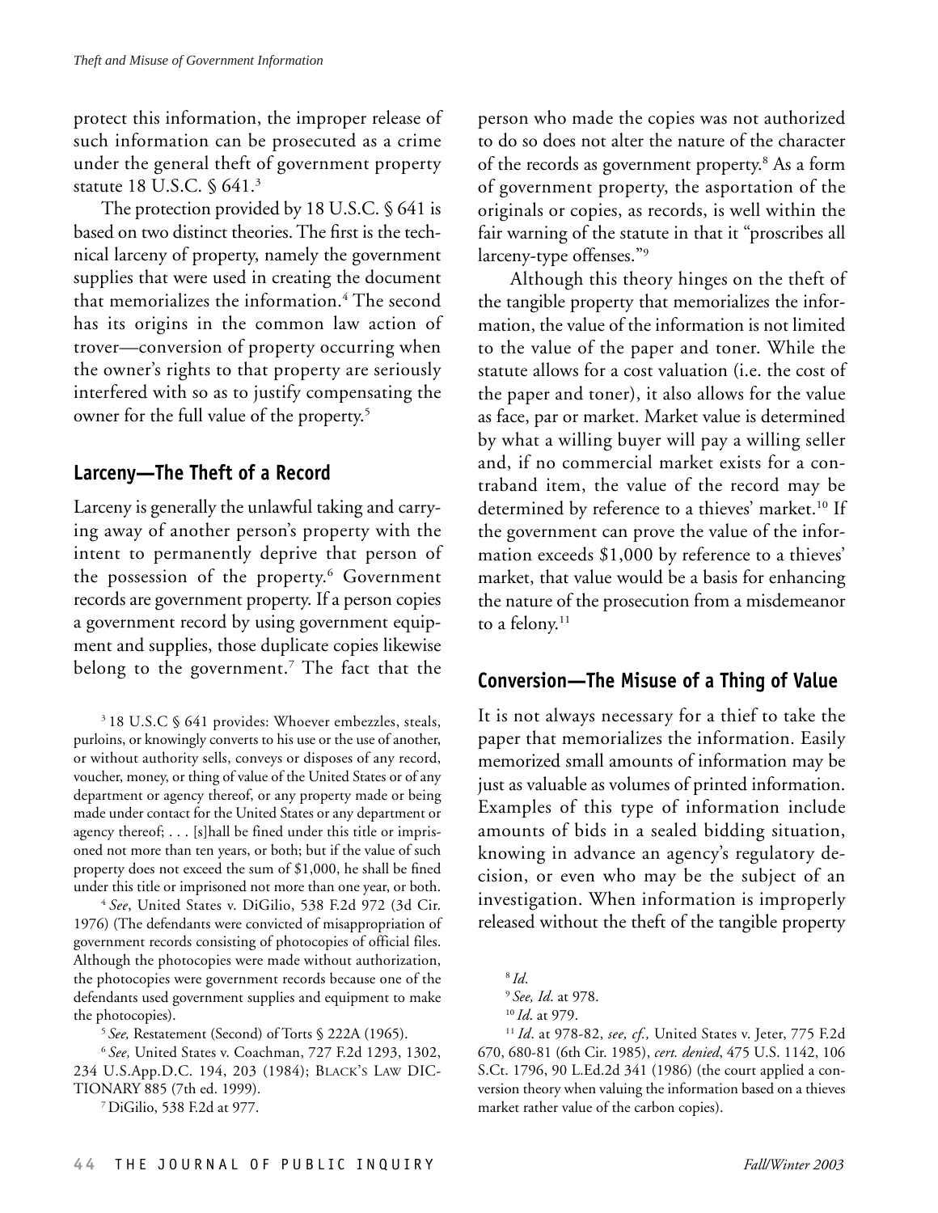protect this information, the improper release of such information can be prosecuted as a crime under the general theft of government property statute 18 U.S.C. § 641.[3]

The protection provided by 18 U.S.C. § 641 is based on two distinct theories. The first is the technical larceny of property, namely the government supplies that were used in creating the document that memorializes the information.[4] The second has its origins in the common law action of trover—conversion of property occurring when the owner's rights to that property are seriously interfered with so as to justify compensating the owner for the full value of the property.[5]

## Larceny—The Theft of a Record

Larceny is generally the unlawful taking and carrying away of another person's property with the intent to permanently deprive that person of the possession of the property.[6] Government records are government property. If a person copies a government record by using government equipment and supplies, those duplicate copies likewise belong to the government.[7] The fact that the person who made the copies was not authorized to do so does not alter the nature of the character of the records as government property.[8] As a form of government property, the asportation of the originals or copies, as records, is well within the fair warning of the statute in that it "proscribes all larceny-type offenses."[9]

Although this theory hinges on the theft of the tangible property that memorializes the information, the value of the information is not limited to the value of the paper and toner. While the statute allows for a cost valuation (i.e. the cost of the paper and toner), it also allows for the value as face, par or market. Market value is determined by what a willing buyer will pay a willing seller and, if no commercial market exists for a contraband item, the value of the record may be determined by reference to a thieves' market.[10] If the government can prove the value of the information exceeds $1,000 by reference to a thieves' market, that value would be a basis for enhancing the nature of the prosecution from a misdemeanor to a felony.[11]

## Conversion—The Misuse of a Thing of Value

It is not always necessary for a thief to take the paper that memorializes the information. Easily memorized small amounts of information may be just as valuable as volumes of printed information. Examples of this type of information include amounts of bids in a sealed bidding situation, knowing in advance an agency's regulatory decision, or even who may be the subject of an investigation. When information is improperly released without the theft of the tangible property

---

[3] 18 U.S.C § 641 provides: Whoever embezzles, steals, purloins, or knowingly converts to his use or the use of another, or without authority sells, conveys or disposes of any record, voucher, money, or thing of value of the United States or of any department or agency thereof, or any property made or being made under contact for the United States or any department or agency thereof; . . . [s]hall be fined under this title or imprisoned not more than ten years, or both; but if the value of such property does not exceed the sum of $1,000, he shall be fined under this title or imprisoned not more than one year, or both.

[4] *See*, United States v. DiGilio, 538 F.2d 972 (3d Cir. 1976) (The defendants were convicted of misappropriation of government records consisting of photocopies of official files. Although the photocopies were made without authorization, the photocopies were government records because one of the defendants used government supplies and equipment to make the photocopies).

[5] *See,* Restatement (Second) of Torts § 222A (1965).

[6] *See,* United States v. Coachman, 727 F.2d 1293, 1302, 234 U.S.App.D.C. 194, 203 (1984); BLACK'S LAW DICTIONARY 885 (7th ed. 1999).

[7] DiGilio, 538 F.2d at 977.

[8] *Id*.

[9] *See, Id*. at 978.

[10] *Id*. at 979.

[11] *Id*. at 978-82, *see, cf.,* United States v. Jeter, 775 F.2d 670, 680-81 (6th Cir. 1985), *cert. denied*, 475 U.S. 1142, 106 S.Ct. 1796, 90 L.Ed.2d 341 (1986) (the court applied a conversion theory when valuing the information based on a thieves market rather value of the carbon copies).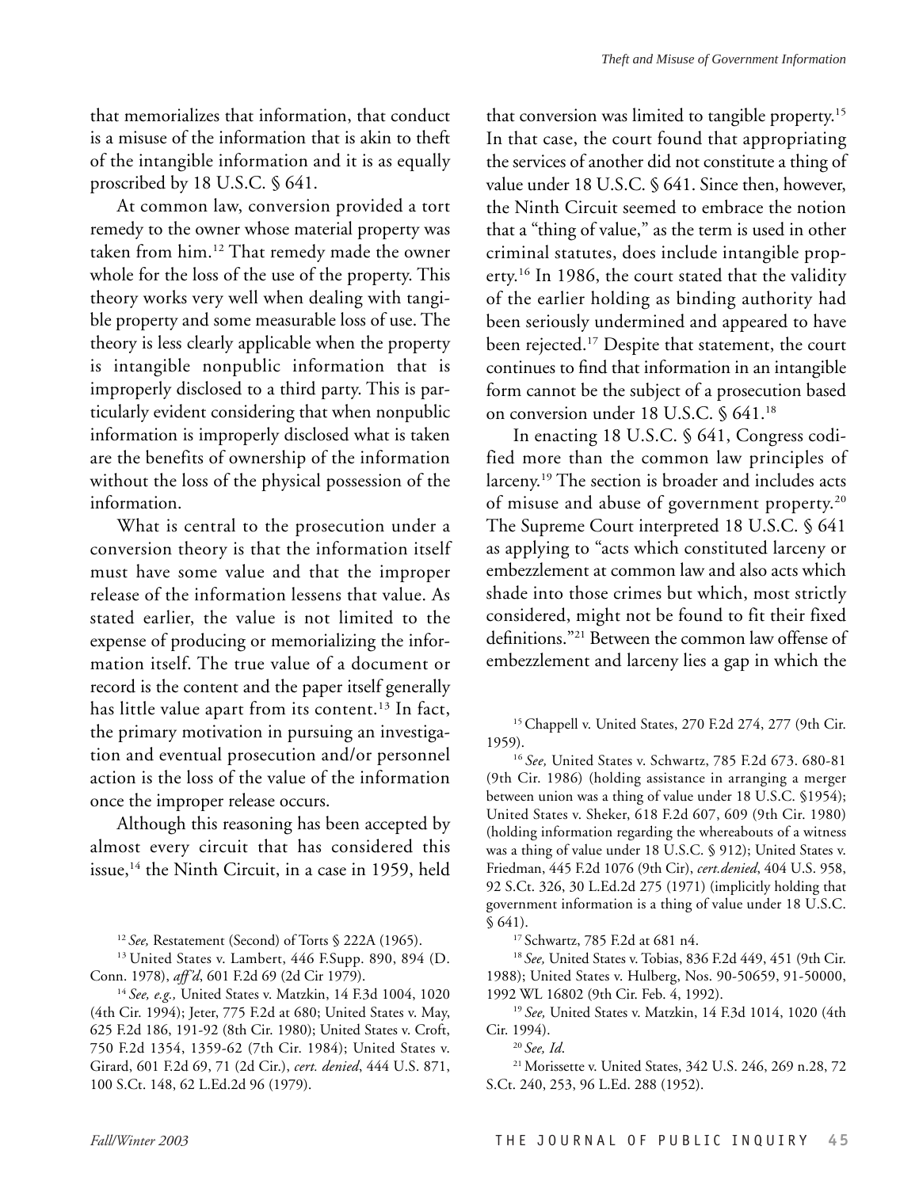that memorializes that information, that conduct is a misuse of the information that is akin to theft of the intangible information and it is as equally proscribed by 18 U.S.C. § 641.

At common law, conversion provided a tort remedy to the owner whose material property was taken from him.[12] That remedy made the owner whole for the loss of the use of the property. This theory works very well when dealing with tangible property and some measurable loss of use. The theory is less clearly applicable when the property is intangible nonpublic information that is improperly disclosed to a third party. This is particularly evident considering that when nonpublic information is improperly disclosed what is taken are the benefits of ownership of the information without the loss of the physical possession of the information.

What is central to the prosecution under a conversion theory is that the information itself must have some value and that the improper release of the information lessens that value. As stated earlier, the value is not limited to the expense of producing or memorializing the information itself. The true value of a document or record is the content and the paper itself generally has little value apart from its content.[13] In fact, the primary motivation in pursuing an investigation and eventual prosecution and/or personnel action is the loss of the value of the information once the improper release occurs.

Although this reasoning has been accepted by almost every circuit that has considered this issue,[14] the Ninth Circuit, in a case in 1959, held that conversion was limited to tangible property.[15] In that case, the court found that appropriating the services of another did not constitute a thing of value under 18 U.S.C. § 641. Since then, however, the Ninth Circuit seemed to embrace the notion that a "thing of value," as the term is used in other criminal statutes, does include intangible property.[16] In 1986, the court stated that the validity of the earlier holding as binding authority had been seriously undermined and appeared to have been rejected.[17] Despite that statement, the court continues to find that information in an intangible form cannot be the subject of a prosecution based on conversion under 18 U.S.C. § 641.[18]

In enacting 18 U.S.C. § 641, Congress codified more than the common law principles of larceny.[19] The section is broader and includes acts of misuse and abuse of government property.[20] The Supreme Court interpreted 18 U.S.C. § 641 as applying to "acts which constituted larceny or embezzlement at common law and also acts which shade into those crimes but which, most strictly considered, might not be found to fit their fixed definitions."[21] Between the common law offense of embezzlement and larceny lies a gap in which the

---

[12] *See,* Restatement (Second) of Torts § 222A (1965).

[13] United States v. Lambert, 446 F.Supp. 890, 894 (D. Conn. 1978), *aff'd*, 601 F.2d 69 (2d Cir 1979).

[14] *See, e.g.,* United States v. Matzkin, 14 F.3d 1004, 1020 (4th Cir. 1994); Jeter, 775 F.2d at 680; United States v. May, 625 F.2d 186, 191-92 (8th Cir. 1980); United States v. Croft, 750 F.2d 1354, 1359-62 (7th Cir. 1984); United States v. Girard, 601 F.2d 69, 71 (2d Cir.), *cert. denied*, 444 U.S. 871, 100 S.Ct. 148, 62 L.Ed.2d 96 (1979).

[15] Chappell v. United States, 270 F.2d 274, 277 (9th Cir. 1959).

[16] *See,* United States v. Schwartz, 785 F.2d 673. 680-81 (9th Cir. 1986) (holding assistance in arranging a merger between union was a thing of value under 18 U.S.C. §1954); United States v. Sheker, 618 F.2d 607, 609 (9th Cir. 1980) (holding information regarding the whereabouts of a witness was a thing of value under 18 U.S.C. § 912); United States v. Friedman, 445 F.2d 1076 (9th Cir), *cert.denied*, 404 U.S. 958, 92 S.Ct. 326, 30 L.Ed.2d 275 (1971) (implicitly holding that government information is a thing of value under 18 U.S.C. § 641).

[17] Schwartz, 785 F.2d at 681 n4.

[18] *See,* United States v. Tobias, 836 F.2d 449, 451 (9th Cir. 1988); United States v. Hulberg, Nos. 90-50659, 91-50000, 1992 WL 16802 (9th Cir. Feb. 4, 1992).

[19] *See,* United States v. Matzkin, 14 F.3d 1014, 1020 (4th Cir. 1994).

[20] *See, Id.*

[21] Morissette v. United States, 342 U.S. 246, 269 n.28, 72 S.Ct. 240, 253, 96 L.Ed. 288 (1952).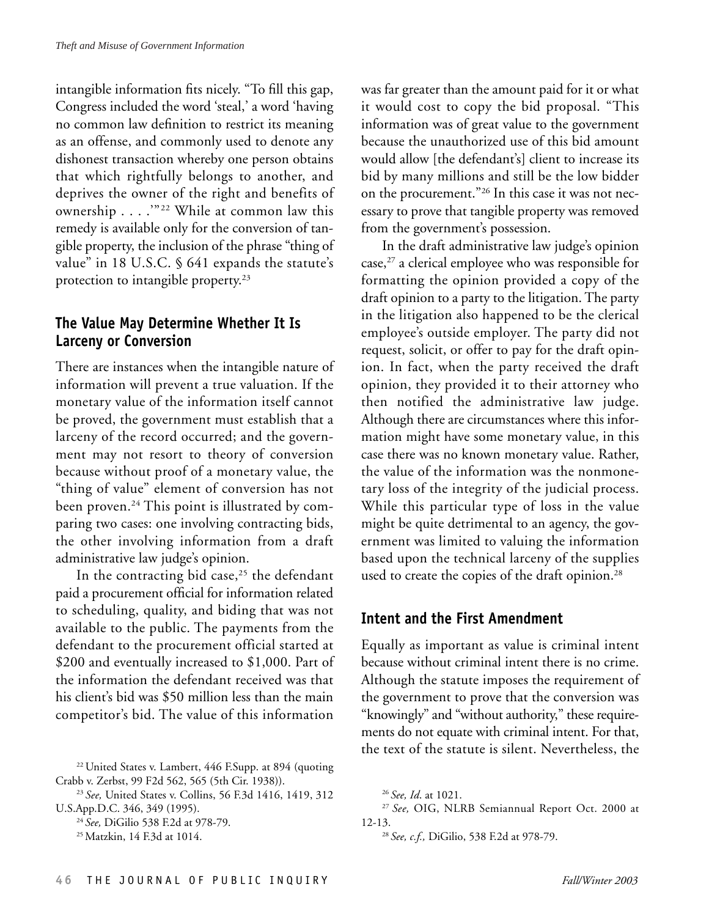intangible information fits nicely. "To fill this gap, Congress included the word 'steal,' a word 'having no common law definition to restrict its meaning as an offense, and commonly used to denote any dishonest transaction whereby one person obtains that which rightfully belongs to another, and deprives the owner of the right and benefits of ownership . . . .'"[22] While at common law this remedy is available only for the conversion of tangible property, the inclusion of the phrase "thing of value" in 18 U.S.C. § 641 expands the statute's protection to intangible property.[23]

## The Value May Determine Whether It Is Larceny or Conversion

There are instances when the intangible nature of information will prevent a true valuation. If the monetary value of the information itself cannot be proved, the government must establish that a larceny of the record occurred; and the government may not resort to theory of conversion because without proof of a monetary value, the "thing of value" element of conversion has not been proven.[24] This point is illustrated by comparing two cases: one involving contracting bids, the other involving information from a draft administrative law judge's opinion.

In the contracting bid case,[25] the defendant paid a procurement official for information related to scheduling, quality, and biding that was not available to the public. The payments from the defendant to the procurement official started at \$200 and eventually increased to \$1,000. Part of the information the defendant received was that his client's bid was \$50 million less than the main competitor's bid. The value of this information was far greater than the amount paid for it or what it would cost to copy the bid proposal. "This information was of great value to the government because the unauthorized use of this bid amount would allow [the defendant's] client to increase its bid by many millions and still be the low bidder on the procurement."[26] In this case it was not necessary to prove that tangible property was removed from the government's possession.

In the draft administrative law judge's opinion case,[27] a clerical employee who was responsible for formatting the opinion provided a copy of the draft opinion to a party to the litigation. The party in the litigation also happened to be the clerical employee's outside employer. The party did not request, solicit, or offer to pay for the draft opinion. In fact, when the party received the draft opinion, they provided it to their attorney who then notified the administrative law judge. Although there are circumstances where this information might have some monetary value, in this case there was no known monetary value. Rather, the value of the information was the nonmonetary loss of the integrity of the judicial process. While this particular type of loss in the value might be quite detrimental to an agency, the government was limited to valuing the information based upon the technical larceny of the supplies used to create the copies of the draft opinion.[28]

## Intent and the First Amendment

Equally as important as value is criminal intent because without criminal intent there is no crime. Although the statute imposes the requirement of the government to prove that the conversion was "knowingly" and "without authority," these requirements do not equate with criminal intent. For that, the text of the statute is silent. Nevertheless, the

---

[22] United States v. Lambert, 446 F.Supp. at 894 (quoting Crabb v. Zerbst, 99 F2d 562, 565 (5th Cir. 1938)).

[23] *See,* United States v. Collins, 56 F.3d 1416, 1419, 312 U.S.App.D.C. 346, 349 (1995).

[24] *See,* DiGilio 538 F.2d at 978-79.

[25] Matzkin, 14 F.3d at 1014.

[26] *See, Id.* at 1021.

[27] *See,* OIG, NLRB Semiannual Report Oct. 2000 at 12-13.

[28] *See, c.f.,* DiGilio, 538 F.2d at 978-79.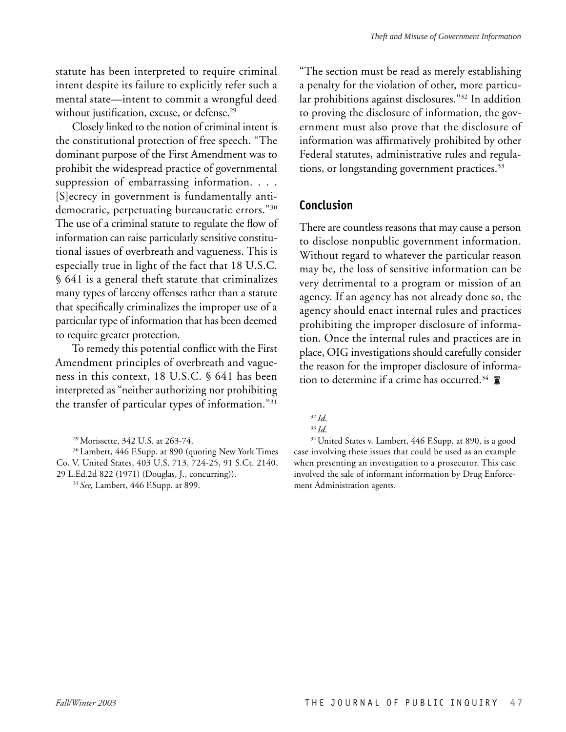statute has been interpreted to require criminal intent despite its failure to explicitly refer such a mental state—intent to commit a wrongful deed without justification, excuse, or defense.[29]

Closely linked to the notion of criminal intent is the constitutional protection of free speech. "The dominant purpose of the First Amendment was to prohibit the widespread practice of governmental suppression of embarrassing information. . . . [S]ecrecy in government is fundamentally anti-democratic, perpetuating bureaucratic errors."[30] The use of a criminal statute to regulate the flow of information can raise particularly sensitive constitutional issues of overbreath and vagueness. This is especially true in light of the fact that 18 U.S.C. § 641 is a general theft statute that criminalizes many types of larceny offenses rather than a statute that specifically criminalizes the improper use of a particular type of information that has been deemed to require greater protection.

To remedy this potential conflict with the First Amendment principles of overbreath and vagueness in this context, 18 U.S.C. § 641 has been interpreted as "neither authorizing nor prohibiting the transfer of particular types of information."[31] "The section must be read as merely establishing a penalty for the violation of other, more particular prohibitions against disclosures."[32] In addition to proving the disclosure of information, the government must also prove that the disclosure of information was affirmatively prohibited by other Federal statutes, administrative rules and regulations, or longstanding government practices.[33]

## Conclusion

There are countless reasons that may cause a person to disclose nonpublic government information. Without regard to whatever the particular reason may be, the loss of sensitive information can be very detrimental to a program or mission of an agency. If an agency has not already done so, the agency should enact internal rules and practices prohibiting the improper disclosure of information. Once the internal rules and practices are in place, OIG investigations should carefully consider the reason for the improper disclosure of information to determine if a crime has occurred.[34]

[29] Morissette, 342 U.S. at 263-74.

[30] Lambert, 446 F.Supp. at 890 (quoting New York Times Co. V. United States, 403 U.S. 713, 724-25, 91 S.Ct. 2140, 29 L.Ed.2d 822 (1971) (Douglas, J., concurring)).

[31] *See,* Lambert, 446 F.Supp. at 899.

[32] *Id.*

[33] *Id.*

[34] United States v. Lambert, 446 F.Supp. at 890, is a good case involving these issues that could be used as an example when presenting an investigation to a prosecutor. This case involved the sale of informant information by Drug Enforcement Administration agents.